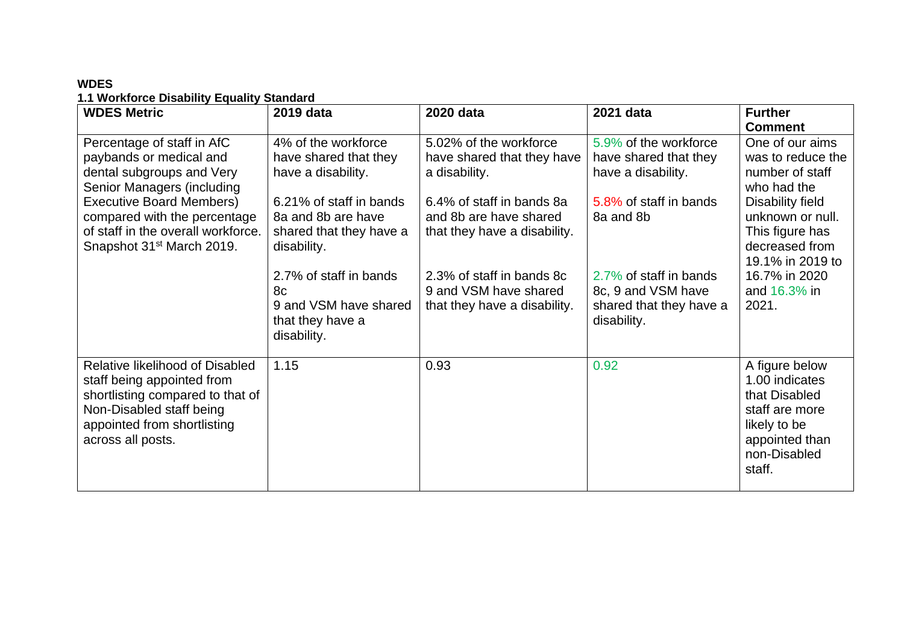**WDES**

**1.1 Workforce Disability Equality Standard**

| **WDES Metric** | **2019 data** | **2020 data** | **2021 data** | **Further Comment** |
|---|---|---|---|---|
| Percentage of staff in AfC paybands or medical and dental subgroups and Very Senior Managers (including Executive Board Members) compared with the percentage of staff in the overall workforce. Snapshot 31st March 2019. | 4% of the workforce have shared that they have a disability.<br><br>6.21% of staff in bands 8a and 8b are have shared that they have a disability.<br><br>2.7% of staff in bands 8c 9 and VSM have shared that they have a disability. | 5.02% of the workforce have shared that they have a disability.<br><br>6.4% of staff in bands 8a and 8b are have shared that they have a disability.<br><br>2.3% of staff in bands 8c 9 and VSM have shared that they have a disability. | 5.9% of the workforce have shared that they have a disability.<br><br>5.8% of staff in bands 8a and 8b<br><br>2.7% of staff in bands 8c, 9 and VSM have shared that they have a disability. | One of our aims was to reduce the number of staff who had the Disability field unknown or null. This figure has decreased from 19.1% in 2019 to 16.7% in 2020 and 16.3% in 2021. |
| Relative likelihood of Disabled staff being appointed from shortlisting compared to that of Non-Disabled staff being appointed from shortlisting across all posts. | 1.15 | 0.93 | 0.92 | A figure below 1.00 indicates that Disabled staff are more likely to be appointed than non-Disabled staff. |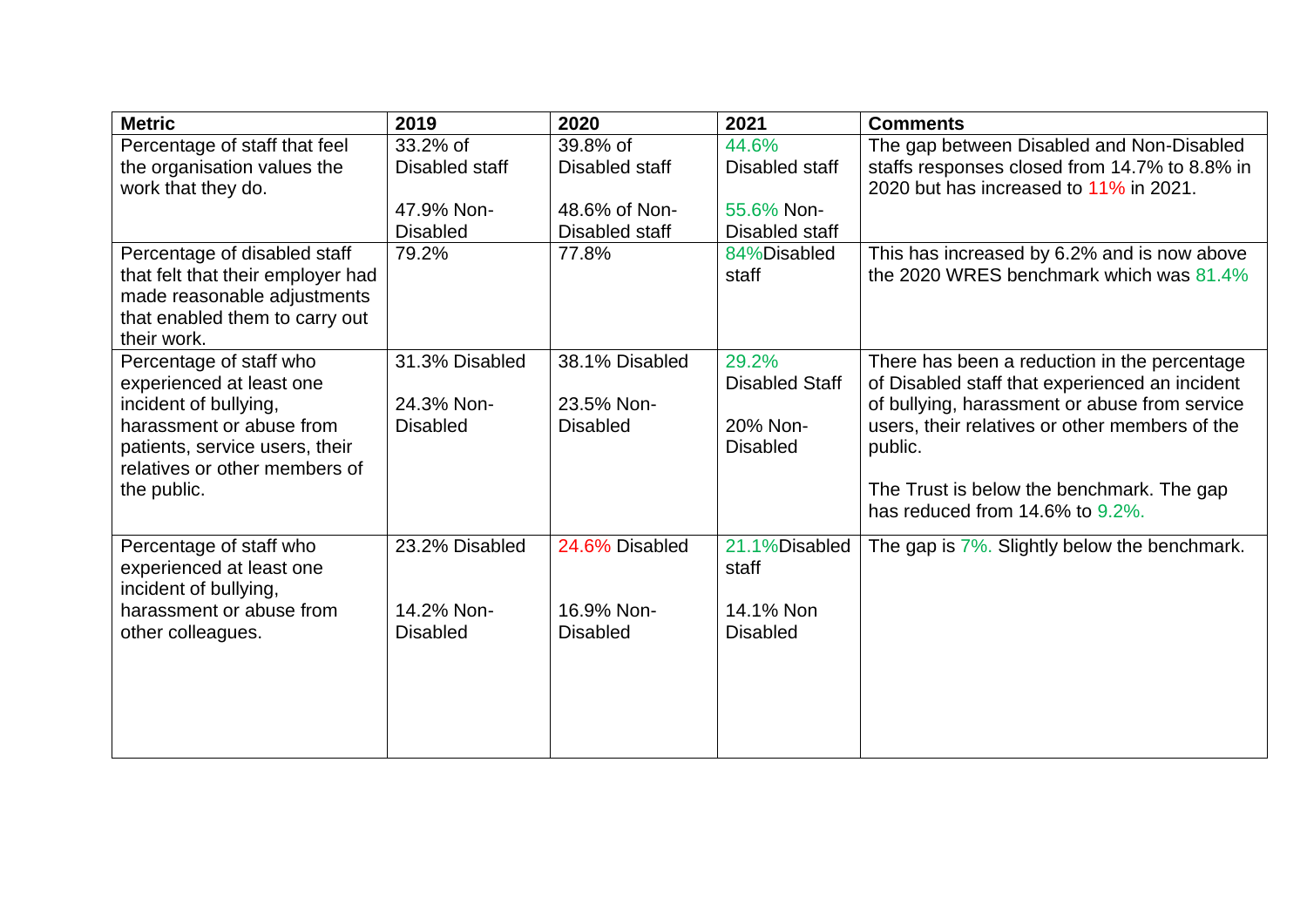| Metric | 2019 | 2020 | 2021 | Comments |
|---|---|---|---|---|
| Percentage of staff that feel the organisation values the work that they do. | 33.2% of Disabled staff<br><br>47.9% Non-Disabled | 39.8% of Disabled staff<br><br>48.6% of Non-Disabled staff | 44.6% Disabled staff<br><br>55.6% Non-Disabled staff | The gap between Disabled and Non-Disabled staffs responses closed from 14.7% to 8.8% in 2020 but has increased to 11% in 2021. |
| Percentage of disabled staff that felt that their employer had made reasonable adjustments that enabled them to carry out their work. | 79.2% | 77.8% | 84%Disabled staff | This has increased by 6.2% and is now above the 2020 WRES benchmark which was 81.4% |
| Percentage of staff who experienced at least one incident of bullying, harassment or abuse from patients, service users, their relatives or other members of the public. | 31.3% Disabled<br><br>24.3% Non-Disabled | 38.1% Disabled<br><br>23.5% Non-Disabled | 29.2% Disabled Staff<br><br>20% Non-Disabled | There has been a reduction in the percentage of Disabled staff that experienced an incident of bullying, harassment or abuse from service users, their relatives or other members of the public.<br><br>The Trust is below the benchmark. The gap has reduced from 14.6% to 9.2%. |
| Percentage of staff who experienced at least one incident of bullying, harassment or abuse from other colleagues. | 23.2% Disabled<br><br>14.2% Non-Disabled | 24.6% Disabled<br><br>16.9% Non-Disabled | 21.1%Disabled staff<br><br>14.1% Non Disabled | The gap is 7%. Slightly below the benchmark. |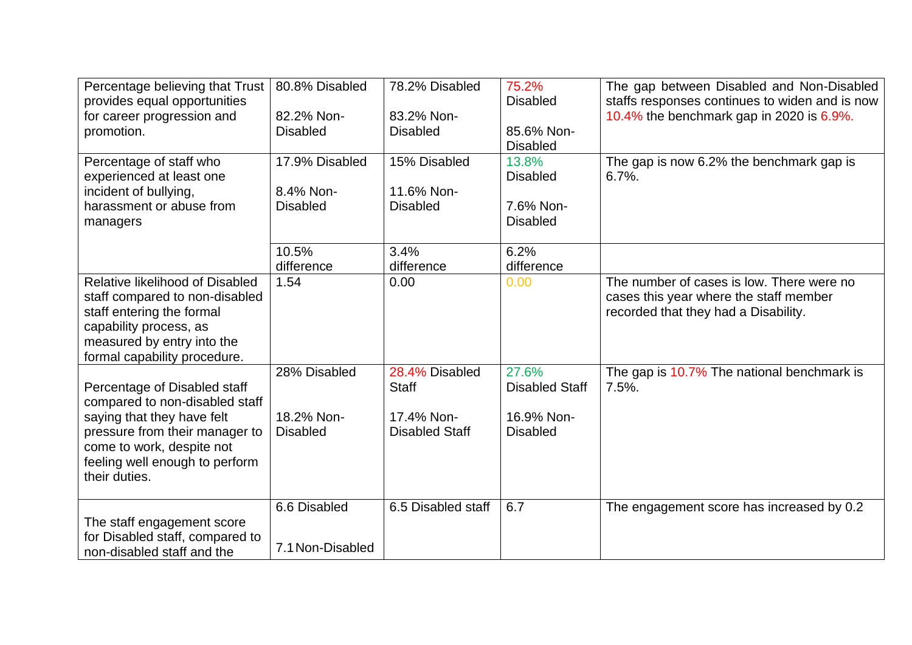| | | | | |
|---|---|---|---|---|
| Percentage believing that Trust provides equal opportunities for career progression and promotion. | 80.8% Disabled<br><br>82.2% Non-Disabled | 78.2% Disabled<br><br>83.2% Non-Disabled | 75.2% Disabled<br><br>85.6% Non-Disabled | The gap between Disabled and Non-Disabled staffs responses continues to widen and is now 10.4% the benchmark gap in 2020 is 6.9%. |
| Percentage of staff who experienced at least one incident of bullying, harassment or abuse from managers | 17.9% Disabled<br><br>8.4% Non-Disabled | 15% Disabled<br><br>11.6% Non-Disabled | 13.8% Disabled<br><br>7.6% Non-Disabled | The gap is now 6.2% the benchmark gap is 6.7%. |
| | 10.5% difference | 3.4% difference | 6.2% difference | |
| Relative likelihood of Disabled staff compared to non-disabled staff entering the formal capability process, as measured by entry into the formal capability procedure. | 1.54 | 0.00 | 0.00 | The number of cases is low. There were no cases this year where the staff member recorded that they had a Disability. |
| Percentage of Disabled staff compared to non-disabled staff saying that they have felt pressure from their manager to come to work, despite not feeling well enough to perform their duties. | 28% Disabled<br><br>18.2% Non-Disabled | 28.4% Disabled Staff<br><br>17.4% Non-Disabled Staff | 27.6% Disabled Staff<br><br>16.9% Non-Disabled | The gap is 10.7% The national benchmark is 7.5%. |
| The staff engagement score for Disabled staff, compared to non-disabled staff and the | 6.6 Disabled<br><br>7.1 Non-Disabled | 6.5 Disabled staff | 6.7 | The engagement score has increased by 0.2 |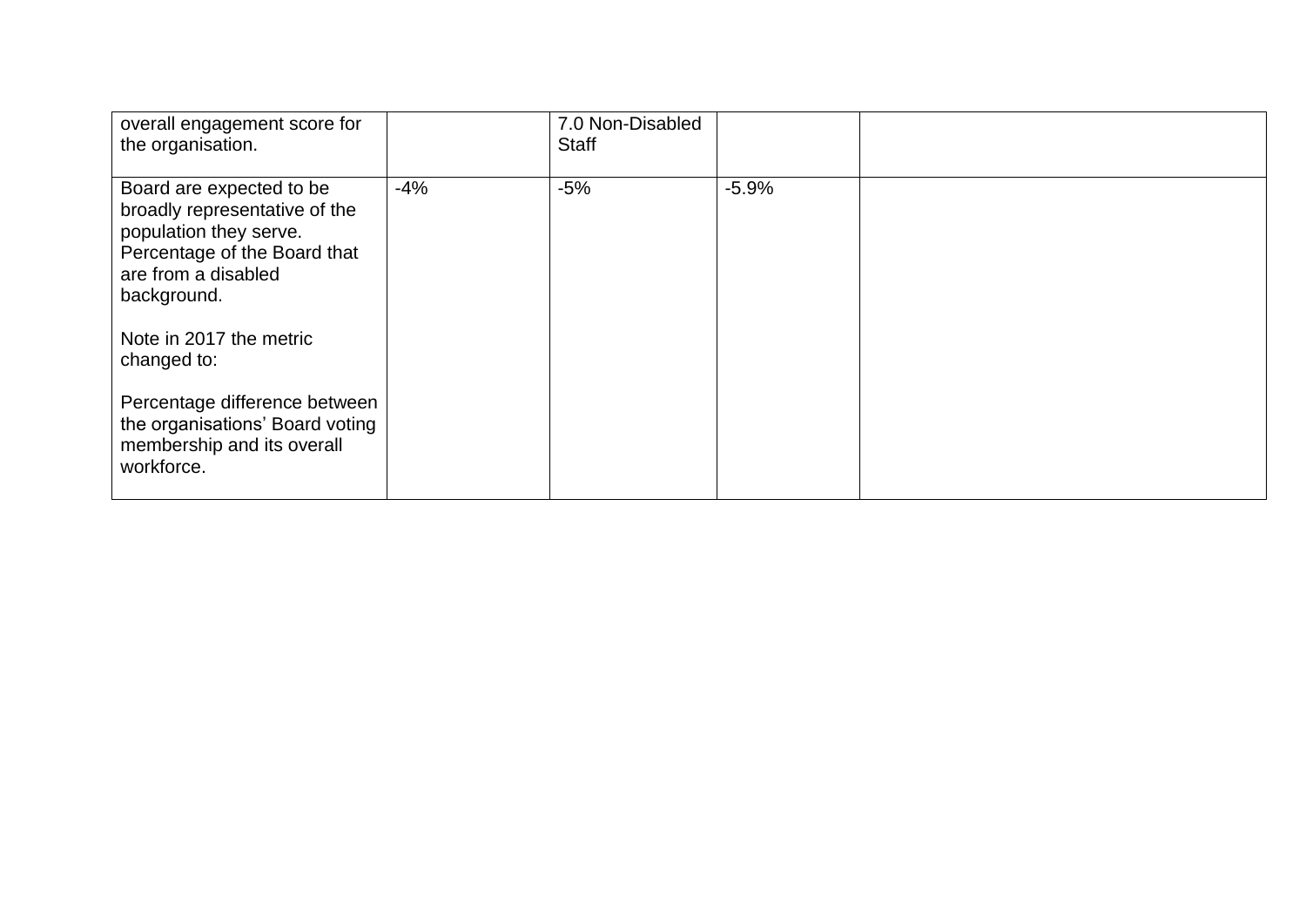| | | | | |
|---|---|---|---|---|
| overall engagement score for the organisation. | | 7.0 Non-Disabled Staff | | |
| Board are expected to be broadly representative of the population they serve. Percentage of the Board that are from a disabled background.<br><br>Note in 2017 the metric changed to:<br><br>Percentage difference between the organisations' Board voting membership and its overall workforce. | -4% | -5% | -5.9% | |